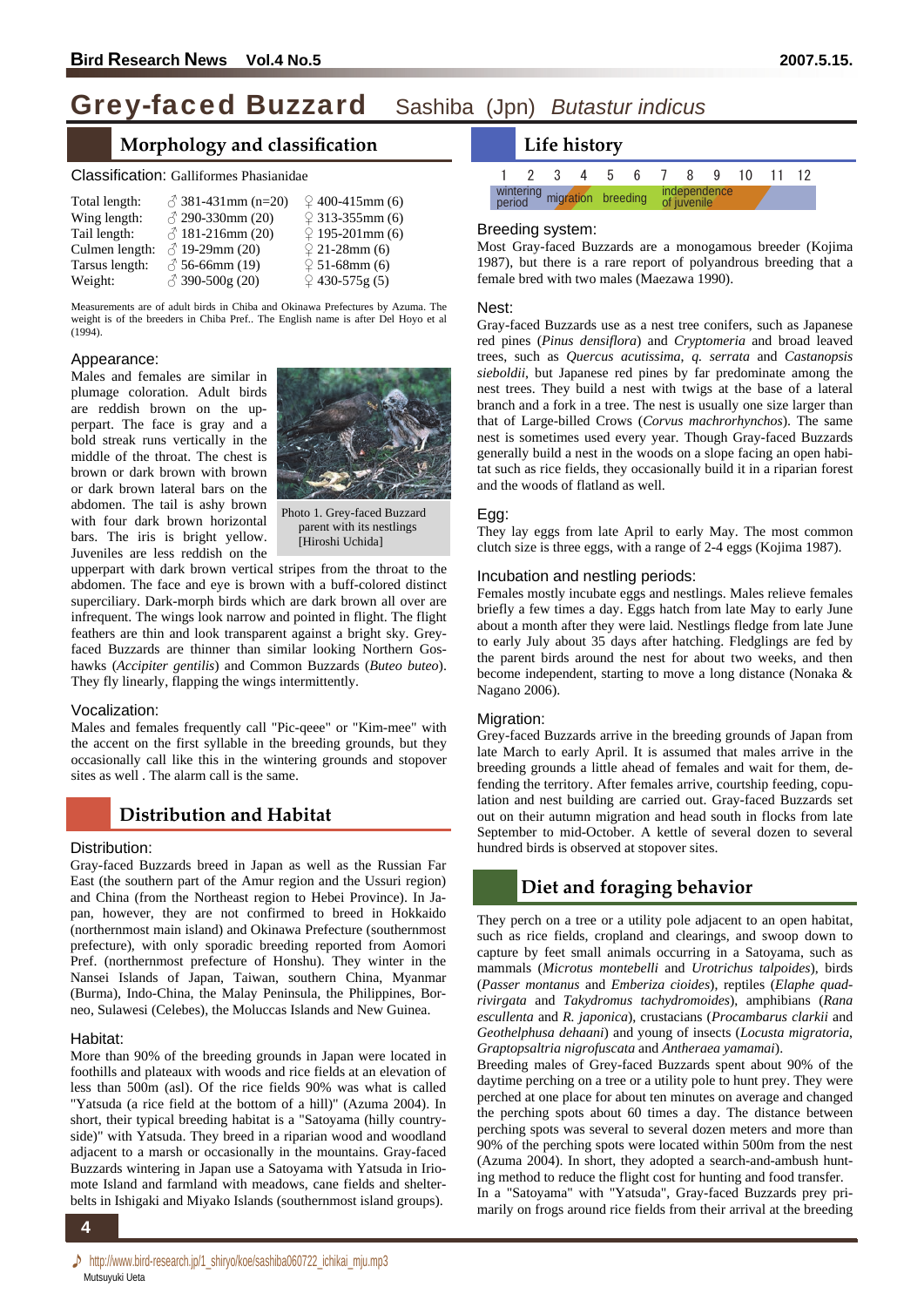# Grey-faced Buzzard Sashiba (Jpn) *Butastur indicus*

## Morphology and classification

Classification: Galliformes Phasianidae

| | | |
|---|---|---|
| Total length: | ♂ 381-431mm (n=20) | ♀ 400-415mm (6) |
| Wing length: | ♂ 290-330mm (20) | ♀ 313-355mm (6) |
| Tail length: | ♂ 181-216mm (20) | ♀ 195-201mm (6) |
| Culmen length: | ♂ 19-29mm (20) | ♀ 21-28mm (6) |
| Tarsus length: | ♂ 56-66mm (19) | ♀ 51-68mm (6) |
| Weight: | ♂ 390-500g (20) | ♀ 430-575g (5) |

Measurements are of adult birds in Chiba and Okinawa Prefectures by Azuma. The weight is of the breeders in Chiba Pref.. The English name is after Del Hoyo et al (1994).

### Appearance:

Males and females are similar in plumage coloration. Adult birds are reddish brown on the upperpart. The face is gray and a bold streak runs vertically in the middle of the throat. The chest is brown or dark brown with brown or dark brown lateral bars on the abdomen. The tail is ashy brown with four dark brown horizontal bars. The iris is bright yellow. Juveniles are less reddish on the upperpart with dark brown vertical stripes from the throat to the abdomen. The face and eye is brown with a buff-colored distinct superciliary. Dark-morph birds which are dark brown all over are infrequent. The wings look narrow and pointed in flight. The flight feathers are thin and look transparent against a bright sky. Grey-faced Buzzards are thinner than similar looking Northern Goshawks (*Accipiter gentilis*) and Common Buzzards (*Buteo buteo*). They fly linearly, flapping the wings intermittently.

Photo 1. Grey-faced Buzzard parent with its nestlings [Hiroshi Uchida]

### Vocalization:

Males and females frequently call "Pic-qeee" or "Kim-mee" with the accent on the first syllable in the breeding grounds, but they occasionally call like this in the wintering grounds and stopover sites as well . The alarm call is the same.

## Distribution and Habitat

### Distribution:

Gray-faced Buzzards breed in Japan as well as the Russian Far East (the southern part of the Amur region and the Ussuri region) and China (from the Northeast region to Hebei Province). In Japan, however, they are not confirmed to breed in Hokkaido (northernmost main island) and Okinawa Prefecture (southernmost prefecture), with only sporadic breeding reported from Aomori Pref. (northernmost prefecture of Honshu). They winter in the Nansei Islands of Japan, Taiwan, southern China, Myanmar (Burma), Indo-China, the Malay Peninsula, the Philippines, Borneo, Sulawesi (Celebes), the Moluccas Islands and New Guinea.

### Habitat:

More than 90% of the breeding grounds in Japan were located in foothills and plateaux with woods and rice fields at an elevation of less than 500m (asl). Of the rice fields 90% was what is called "Yatsuda (a rice field at the bottom of a hill)" (Azuma 2004). In short, their typical breeding habitat is a "Satoyama (hilly countryside)" with Yatsuda. They breed in a riparian wood and woodland adjacent to a marsh or occasionally in the mountains. Gray-faced Buzzards wintering in Japan use a Satoyama with Yatsuda in Iriomote Island and farmland with meadows, cane fields and shelterbelts in Ishigaki and Miyako Islands (southernmost island groups).

## Life history

| 1 | 2 | 3 | 4 | 5 | 6 | 7 | 8 | 9 | 10 | 11 | 12 |
|---|---|---|---|---|---|---|---|---|---|---|---|
| wintering period | | migration | | breeding | | independence of juvenile | | | | | |

### Breeding system:

Most Gray-faced Buzzards are a monogamous breeder (Kojima 1987), but there is a rare report of polyandrous breeding that a female bred with two males (Maezawa 1990).

### Nest:

Gray-faced Buzzards use as a nest tree conifers, such as Japanese red pines (*Pinus densiflora*) and *Cryptomeria* and broad leaved trees, such as *Quercus acutissima*, *q. serrata* and *Castanopsis sieboldii*, but Japanese red pines by far predominate among the nest trees. They build a nest with twigs at the base of a lateral branch and a fork in a tree. The nest is usually one size larger than that of Large-billed Crows (*Corvus machrorhynchos*). The same nest is sometimes used every year. Though Gray-faced Buzzards generally build a nest in the woods on a slope facing an open habitat such as rice fields, they occasionally build it in a riparian forest and the woods of flatland as well.

### Egg:

They lay eggs from late April to early May. The most common clutch size is three eggs, with a range of 2-4 eggs (Kojima 1987).

### Incubation and nestling periods:

Females mostly incubate eggs and nestlings. Males relieve females briefly a few times a day. Eggs hatch from late May to early June about a month after they were laid. Nestlings fledge from late June to early July about 35 days after hatching. Fledglings are fed by the parent birds around the nest for about two weeks, and then become independent, starting to move a long distance (Nonaka & Nagano 2006).

### Migration:

Grey-faced Buzzards arrive in the breeding grounds of Japan from late March to early April. It is assumed that males arrive in the breeding grounds a little ahead of females and wait for them, defending the territory. After females arrive, courtship feeding, copulation and nest building are carried out. Gray-faced Buzzards set out on their autumn migration and head south in flocks from late September to mid-October. A kettle of several dozen to several hundred birds is observed at stopover sites.

## Diet and foraging behavior

They perch on a tree or a utility pole adjacent to an open habitat, such as rice fields, cropland and clearings, and swoop down to capture by feet small animals occurring in a Satoyama, such as mammals (*Microtus montebelli* and *Urotrichus talpoides*), birds (*Passer montanus* and *Emberiza cioides*), reptiles (*Elaphe quadrivirgata* and *Takydromus tachydromoides*), amphibians (*Rana escullenta* and *R. japonica*), crustacians (*Procambarus clarkii* and *Geothelphusa dehaani*) and young of insects (*Locusta migratoria*, *Graptopsaltria nigrofuscata* and *Antheraea yamamai*).

Breeding males of Grey-faced Buzzards spent about 90% of the daytime perching on a tree or a utility pole to hunt prey. They were perched at one place for about ten minutes on average and changed the perching spots about 60 times a day. The distance between perching spots was several to several dozen meters and more than 90% of the perching spots were located within 500m from the nest (Azuma 2004). In short, they adopted a search-and-ambush hunting method to reduce the flight cost for hunting and food transfer.

In a "Satoyama" with "Yatsuda", Gray-faced Buzzards prey primarily on frogs around rice fields from their arrival at the breeding

♪ http://www.bird-research.jp/1_shiryo/koe/sashiba060722_ichikai_mju.mp3
Mutsuyuki Ueta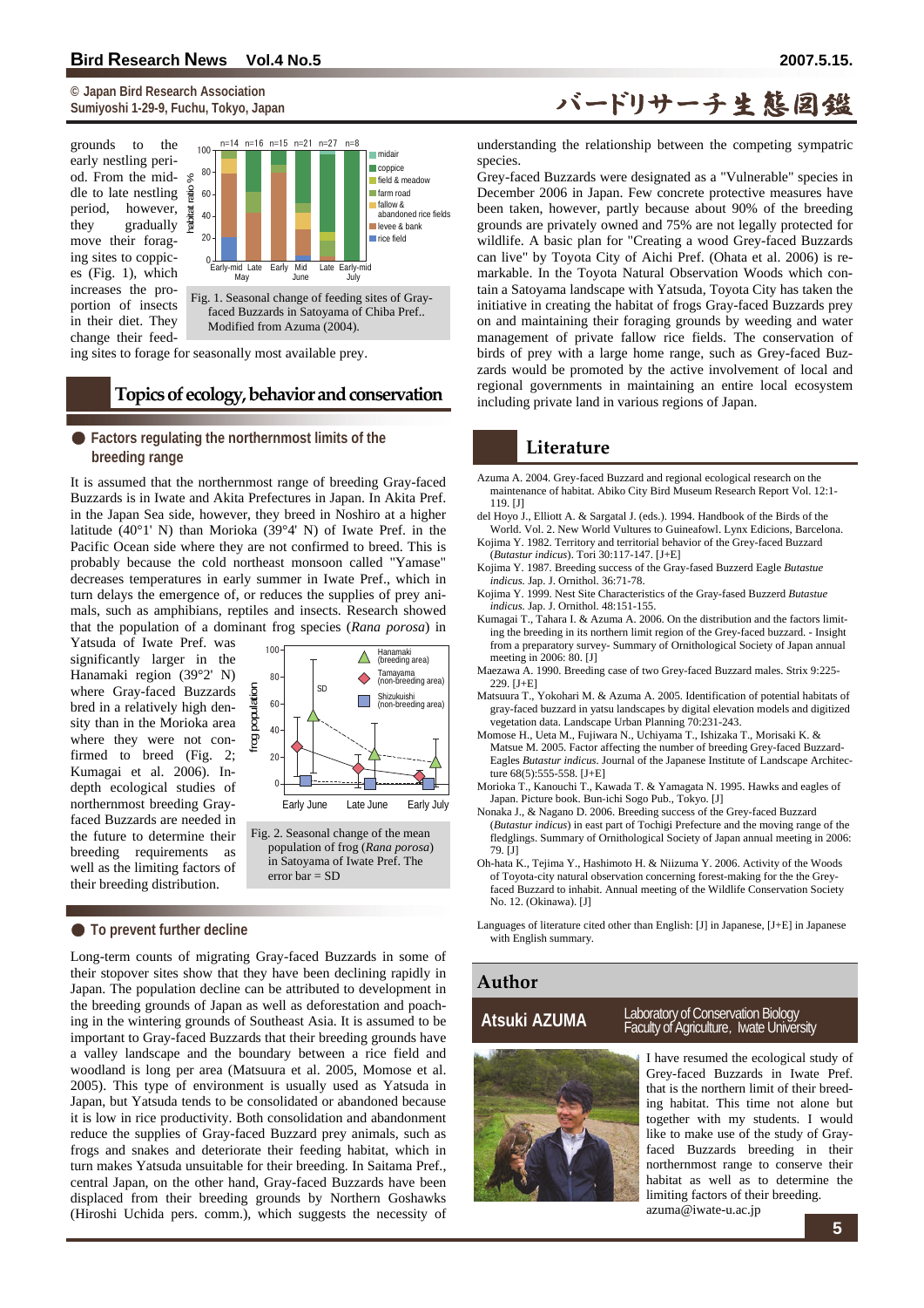grounds to the early nestling period. From the middle to late nestling period, however, they gradually move their foraging sites to coppices (Fig. 1), which increases the proportion of insects in their diet. They change their feeding sites to forage for seasonally most available prey.

n=14 n=16 n=15 n=21 n=27 n=8

100
80
60
40
20
0

habitat ratio %

midair
coppice
field & meadow
farm road
fallow & abandoned rice fields
levee & bank
rice field

Early-mid Late Early Mid Late Early-mid
May June July

Fig. 1. Seasonal change of feeding sites of Gray-faced Buzzards in Satoyama of Chiba Pref.. Modified from Azuma (2004).

## Topics of ecology, behavior and conservation

### Factors regulating the northernmost limits of the breeding range

It is assumed that the northernmost range of breeding Gray-faced Buzzards is in Iwate and Akita Prefectures in Japan. In Akita Pref. in the Japan Sea side, however, they breed in Noshiro at a higher latitude (40°1' N) than Morioka (39°4' N) of Iwate Pref. in the Pacific Ocean side where they are not confirmed to breed. This is probably because the cold northeast monsoon called "Yamase" decreases temperatures in early summer in Iwate Pref., which in turn delays the emergence of, or reduces the supplies of prey animals, such as amphibians, reptiles and insects. Research showed that the population of a dominant frog species (*Rana porosa*) in Yatsuda of Iwate Pref. was significantly larger in the Hanamaki region (39°2' N) where Gray-faced Buzzards bred in a relatively high density than in the Morioka area where they were not confirmed to breed (Fig. 2; Kumagai et al. 2006). In-depth ecological studies of northernmost breeding Gray-faced Buzzards are needed in the future to determine their breeding requirements as well as the limiting factors of their breeding distribution.

100
80
60
40
20
0

frog population

SD

Hanamaki (breeding area)
Tamayama (non-breeding area)
Shizukuishi (non-breeding area)

Early June Late June Early July

Fig. 2. Seasonal change of the mean population of frog (*Rana porosa*) in Satoyama of Iwate Pref. The error bar = SD

### To prevent further decline

Long-term counts of migrating Gray-faced Buzzards in some of their stopover sites show that they have been declining rapidly in Japan. The population decline can be attributed to development in the breeding grounds of Japan as well as deforestation and poaching in the wintering grounds of Southeast Asia. It is assumed to be important to Gray-faced Buzzards that their breeding grounds have a valley landscape and the boundary between a rice field and woodland is long per area (Matsuura et al. 2005, Momose et al. 2005). This type of environment is usually used as Yatsuda in Japan, but Yatsuda tends to be consolidated or abandoned because it is low in rice productivity. Both consolidation and abandonment reduce the supplies of Gray-faced Buzzard prey animals, such as frogs and snakes and deteriorate their feeding habitat, which in turn makes Yatsuda unsuitable for their breeding. In Saitama Pref., central Japan, on the other hand, Gray-faced Buzzards have been displaced from their breeding grounds by Northern Goshawks (Hiroshi Uchida pers. comm.), which suggests the necessity of understanding the relationship between the competing sympatric species.

Grey-faced Buzzards were designated as a "Vulnerable" species in December 2006 in Japan. Few concrete protective measures have been taken, however, partly because about 90% of the breeding grounds are privately owned and 75% are not legally protected for wildlife. A basic plan for "Creating a wood Grey-faced Buzzards can live" by Toyota City of Aichi Pref. (Ohata et al. 2006) is remarkable. In the Toyota Natural Observation Woods which contain a Satoyama landscape with Yatsuda, Toyota City has taken the initiative in creating the habitat of frogs Gray-faced Buzzards prey on and maintaining their foraging grounds by weeding and water management of private fallow rice fields. The conservation of birds of prey with a large home range, such as Grey-faced Buzzards would be promoted by the active involvement of local and regional governments in maintaining an entire local ecosystem including private land in various regions of Japan.

## Literature

Azuma A. 2004. Grey-faced Buzzard and regional ecological research on the maintenance of habitat. Abiko City Bird Museum Research Report Vol. 12:1-119. [J]

del Hoyo J., Elliott A. & Sargatal J. (eds.). 1994. Handbook of the Birds of the World. Vol. 2. New World Vultures to Guineafowl. Lynx Edicions, Barcelona.

Kojima Y. 1982. Territory and territorial behavior of the Grey-faced Buzzard (*Butastur indicus*). Tori 30:117-147. [J+E]

Kojima Y. 1987. Breeding success of the Gray-fased Buzzerd Eagle *Butastue indicus*. Jap. J. Ornithol. 36:71-78.

Kojima Y. 1999. Nest Site Characteristics of the Gray-fased Buzzerd *Butastue indicus*. Jap. J. Ornithol. 48:151-155.

Kumagai T., Tahara I. & Azuma A. 2006. On the distribution and the factors limiting the breeding in its northern limit region of the Grey-faced buzzard. - Insight from a preparatory survey- Summary of Ornithological Society of Japan annual meeting in 2006: 80. [J]

Maezawa A. 1990. Breeding case of two Grey-faced Buzzard males. Strix 9:225-229. [J+E]

Matsuura T., Yokohari M. & Azuma A. 2005. Identification of potential habitats of gray-faced buzzard in yatsu landscapes by digital elevation models and digitized vegetation data. Landscape Urban Planning 70:231-243.

Momose H., Ueta M., Fujiwara N., Uchiyama T., Ishizaka T., Morisaki K. & Matsue M. 2005. Factor affecting the number of breeding Grey-faced Buzzard-Eagles *Butastur indicus*. Journal of the Japanese Institute of Landscape Architecture 68(5):555-558. [J+E]

Morioka T., Kanouchi T., Kawada T. & Yamagata N. 1995. Hawks and eagles of Japan. Picture book. Bun-ichi Sogo Pub., Tokyo. [J]

Nonaka J., & Nagano D. 2006. Breeding success of the Grey-faced Buzzard (*Butastur indicus*) in east part of Tochigi Prefecture and the moving range of the fledglings. Summary of Ornithological Society of Japan annual meeting in 2006: 79. [J]

Oh-hata K., Tejima Y., Hashimoto H. & Niizuma Y. 2006. Activity of the Woods of Toyota-city natural observation concerning forest-making for the the Grey-faced Buzzard to inhabit. Annual meeting of the Wildlife Conservation Society No. 12. (Okinawa). [J]

Languages of literature cited other than English: [J] in Japanese, [J+E] in Japanese with English summary.

## Author

**Atsuki AZUMA**

Laboratory of Conservation Biology
Faculty of Agriculture, Iwate University

I have resumed the ecological study of Grey-faced Buzzards in Iwate Pref. that is the northern limit of their breeding habitat. This time not alone but together with my students. I would like to make use of the study of Gray-faced Buzzards breeding in their northernmost range to conserve their habitat as well as to determine the limiting factors of their breeding.
azuma@iwate-u.ac.jp